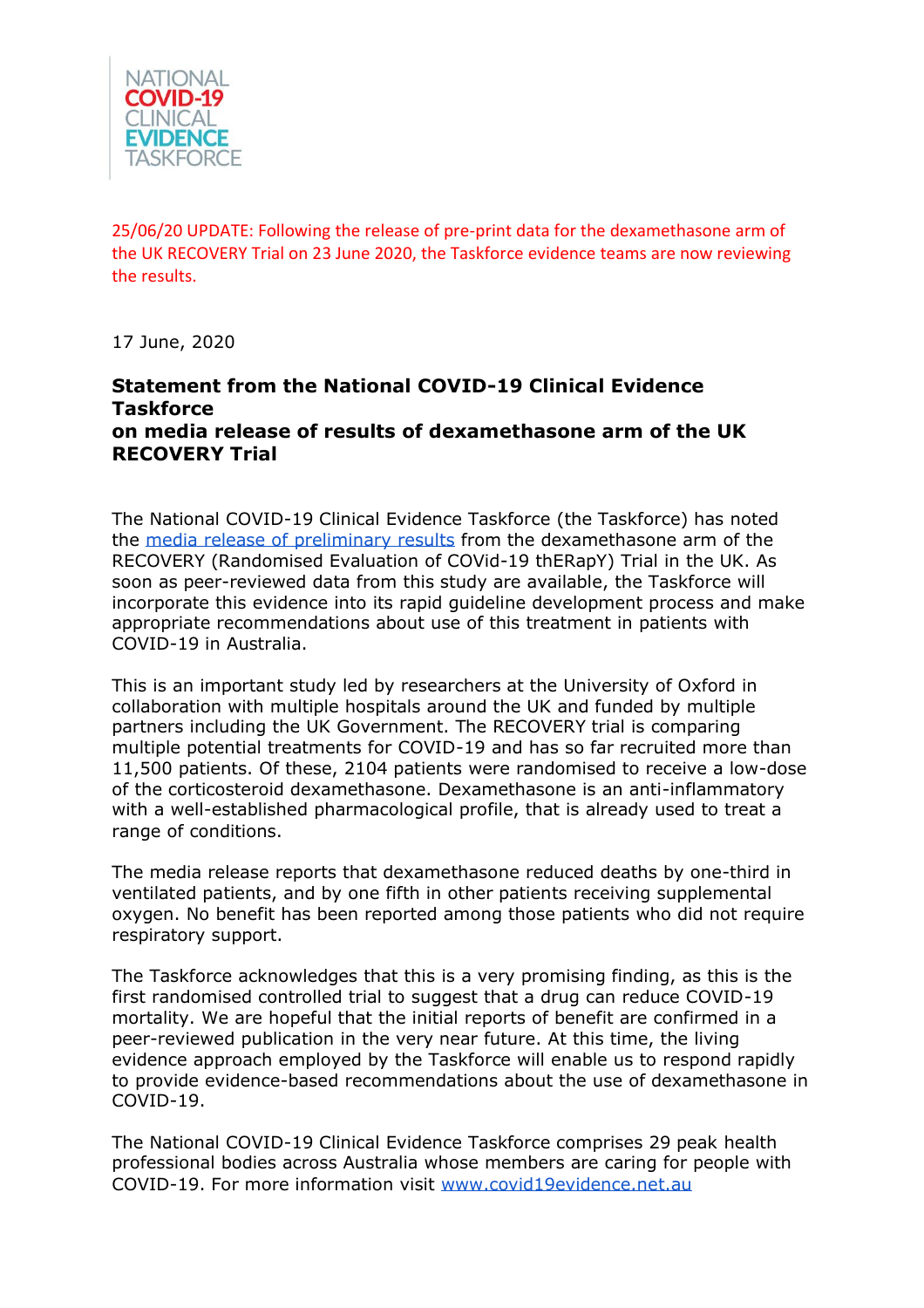NATIONAL
COVID-19
CLINICAL
EVIDENCE
TASKFORCE

25/06/20 UPDATE: Following the release of pre-print data for the dexamethasone arm of the UK RECOVERY Trial on 23 June 2020, the Taskforce evidence teams are now reviewing the results.

17 June, 2020

# Statement from the National COVID-19 Clinical Evidence Taskforce on media release of results of dexamethasone arm of the UK RECOVERY Trial

The National COVID-19 Clinical Evidence Taskforce (the Taskforce) has noted the media release of preliminary results from the dexamethasone arm of the RECOVERY (Randomised Evaluation of COVid-19 thERapY) Trial in the UK. As soon as peer-reviewed data from this study are available, the Taskforce will incorporate this evidence into its rapid guideline development process and make appropriate recommendations about use of this treatment in patients with COVID-19 in Australia.

This is an important study led by researchers at the University of Oxford in collaboration with multiple hospitals around the UK and funded by multiple partners including the UK Government. The RECOVERY trial is comparing multiple potential treatments for COVID-19 and has so far recruited more than 11,500 patients. Of these, 2104 patients were randomised to receive a low-dose of the corticosteroid dexamethasone. Dexamethasone is an anti-inflammatory with a well-established pharmacological profile, that is already used to treat a range of conditions.

The media release reports that dexamethasone reduced deaths by one-third in ventilated patients, and by one fifth in other patients receiving supplemental oxygen. No benefit has been reported among those patients who did not require respiratory support.

The Taskforce acknowledges that this is a very promising finding, as this is the first randomised controlled trial to suggest that a drug can reduce COVID-19 mortality. We are hopeful that the initial reports of benefit are confirmed in a peer-reviewed publication in the very near future. At this time, the living evidence approach employed by the Taskforce will enable us to respond rapidly to provide evidence-based recommendations about the use of dexamethasone in COVID-19.

The National COVID-19 Clinical Evidence Taskforce comprises 29 peak health professional bodies across Australia whose members are caring for people with COVID-19. For more information visit www.covid19evidence.net.au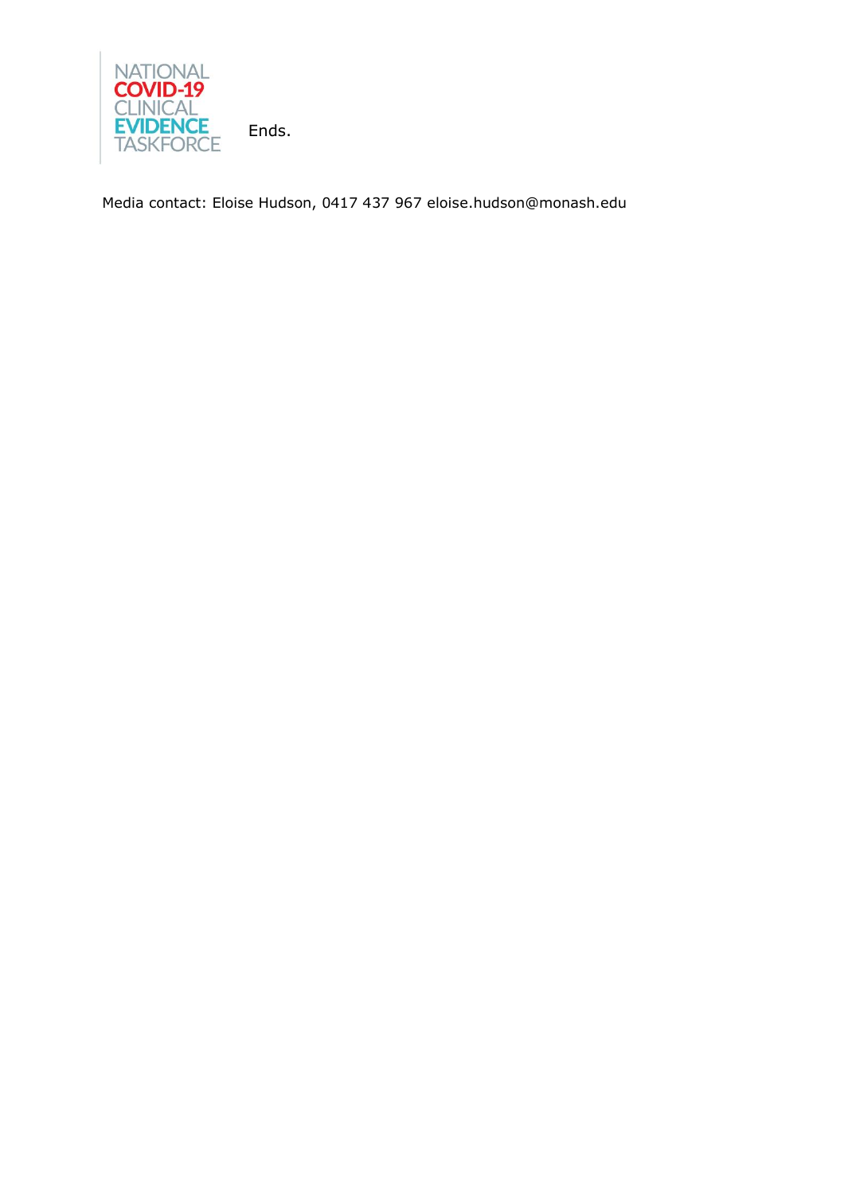NATIONAL COVID-19 CLINICAL EVIDENCE TASKFORCE

Ends.

Media contact: Eloise Hudson, 0417 437 967 eloise.hudson@monash.edu